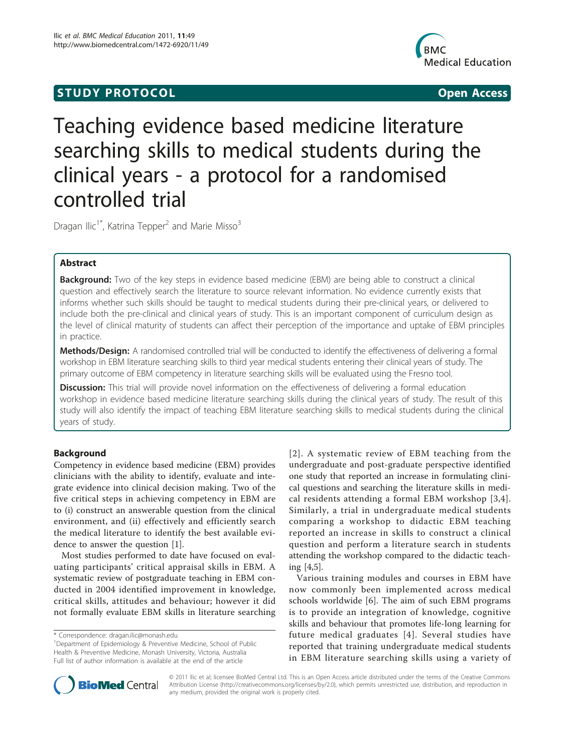STUDY PROTOCOL Open Access

# Teaching evidence based medicine literature searching skills to medical students during the clinical years - a protocol for a randomised controlled trial

Dragan Ilic[1*], Katrina Tepper[2] and Marie Misso[3]

## Abstract

**Background:** Two of the key steps in evidence based medicine (EBM) are being able to construct a clinical question and effectively search the literature to source relevant information. No evidence currently exists that informs whether such skills should be taught to medical students during their pre-clinical years, or delivered to include both the pre-clinical and clinical years of study. This is an important component of curriculum design as the level of clinical maturity of students can affect their perception of the importance and uptake of EBM principles in practice.

**Methods/Design:** A randomised controlled trial will be conducted to identify the effectiveness of delivering a formal workshop in EBM literature searching skills to third year medical students entering their clinical years of study. The primary outcome of EBM competency in literature searching skills will be evaluated using the Fresno tool.

**Discussion:** This trial will provide novel information on the effectiveness of delivering a formal education workshop in evidence based medicine literature searching skills during the clinical years of study. The result of this study will also identify the impact of teaching EBM literature searching skills to medical students during the clinical years of study.

## Background

Competency in evidence based medicine (EBM) provides clinicians with the ability to identify, evaluate and integrate evidence into clinical decision making. Two of the five critical steps in achieving competency in EBM are to (i) construct an answerable question from the clinical environment, and (ii) effectively and efficiently search the medical literature to identify the best available evidence to answer the question [1].

Most studies performed to date have focused on evaluating participants' critical appraisal skills in EBM. A systematic review of postgraduate teaching in EBM conducted in 2004 identified improvement in knowledge, critical skills, attitudes and behaviour; however it did not formally evaluate EBM skills in literature searching [2]. A systematic review of EBM teaching from the undergraduate and post-graduate perspective identified one study that reported an increase in formulating clinical questions and searching the literature skills in medical residents attending a formal EBM workshop [3,4]. Similarly, a trial in undergraduate medical students comparing a workshop to didactic EBM teaching reported an increase in skills to construct a clinical question and perform a literature search in students attending the workshop compared to the didactic teaching [4,5].

Various training modules and courses in EBM have now commonly been implemented across medical schools worldwide [6]. The aim of such EBM programs is to provide an integration of knowledge, cognitive skills and behaviour that promotes life-long learning for future medical graduates [4]. Several studies have reported that training undergraduate medical students in EBM literature searching skills using a variety of

* Correspondence: dragan.ilic@monash.edu

[1]Department of Epidemiology & Preventive Medicine, School of Public Health & Preventive Medicine, Monash University, Victoria, Australia

Full list of author information is available at the end of the article

© 2011 Ilic et al; licensee BioMed Central Ltd. This is an Open Access article distributed under the terms of the Creative Commons Attribution License (http://creativecommons.org/licenses/by/2.0), which permits unrestricted use, distribution, and reproduction in any medium, provided the original work is properly cited.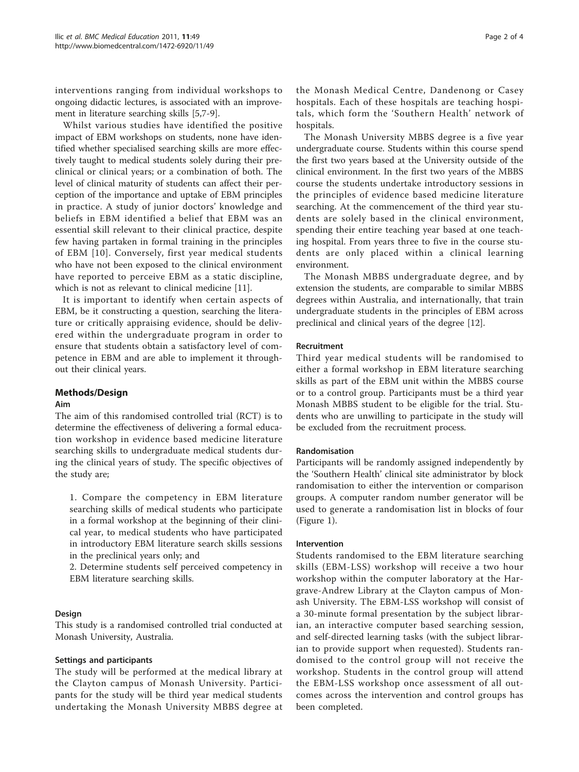interventions ranging from individual workshops to ongoing didactic lectures, is associated with an improvement in literature searching skills [5,7-9].

Whilst various studies have identified the positive impact of EBM workshops on students, none have identified whether specialised searching skills are more effectively taught to medical students solely during their preclinical or clinical years; or a combination of both. The level of clinical maturity of students can affect their perception of the importance and uptake of EBM principles in practice. A study of junior doctors' knowledge and beliefs in EBM identified a belief that EBM was an essential skill relevant to their clinical practice, despite few having partaken in formal training in the principles of EBM [10]. Conversely, first year medical students who have not been exposed to the clinical environment have reported to perceive EBM as a static discipline, which is not as relevant to clinical medicine [11].

It is important to identify when certain aspects of EBM, be it constructing a question, searching the literature or critically appraising evidence, should be delivered within the undergraduate program in order to ensure that students obtain a satisfactory level of competence in EBM and are able to implement it throughout their clinical years.

## Methods/Design

### Aim

The aim of this randomised controlled trial (RCT) is to determine the effectiveness of delivering a formal education workshop in evidence based medicine literature searching skills to undergraduate medical students during the clinical years of study. The specific objectives of the study are;

1. Compare the competency in EBM literature searching skills of medical students who participate in a formal workshop at the beginning of their clinical year, to medical students who have participated in introductory EBM literature search skills sessions in the preclinical years only; and
2. Determine students self perceived competency in EBM literature searching skills.

### Design

This study is a randomised controlled trial conducted at Monash University, Australia.

### Settings and participants

The study will be performed at the medical library at the Clayton campus of Monash University. Participants for the study will be third year medical students undertaking the Monash University MBBS degree at the Monash Medical Centre, Dandenong or Casey hospitals. Each of these hospitals are teaching hospitals, which form the 'Southern Health' network of hospitals.

The Monash University MBBS degree is a five year undergraduate course. Students within this course spend the first two years based at the University outside of the clinical environment. In the first two years of the MBBS course the students undertake introductory sessions in the principles of evidence based medicine literature searching. At the commencement of the third year students are solely based in the clinical environment, spending their entire teaching year based at one teaching hospital. From years three to five in the course students are only placed within a clinical learning environment.

The Monash MBBS undergraduate degree, and by extension the students, are comparable to similar MBBS degrees within Australia, and internationally, that train undergraduate students in the principles of EBM across preclinical and clinical years of the degree [12].

### Recruitment

Third year medical students will be randomised to either a formal workshop in EBM literature searching skills as part of the EBM unit within the MBBS course or to a control group. Participants must be a third year Monash MBBS student to be eligible for the trial. Students who are unwilling to participate in the study will be excluded from the recruitment process.

### Randomisation

Participants will be randomly assigned independently by the 'Southern Health' clinical site administrator by block randomisation to either the intervention or comparison groups. A computer random number generator will be used to generate a randomisation list in blocks of four (Figure 1).

### Intervention

Students randomised to the EBM literature searching skills (EBM-LSS) workshop will receive a two hour workshop within the computer laboratory at the Hargrave-Andrew Library at the Clayton campus of Monash University. The EBM-LSS workshop will consist of a 30-minute formal presentation by the subject librarian, an interactive computer based searching session, and self-directed learning tasks (with the subject librarian to provide support when requested). Students randomised to the control group will not receive the workshop. Students in the control group will attend the EBM-LSS workshop once assessment of all outcomes across the intervention and control groups has been completed.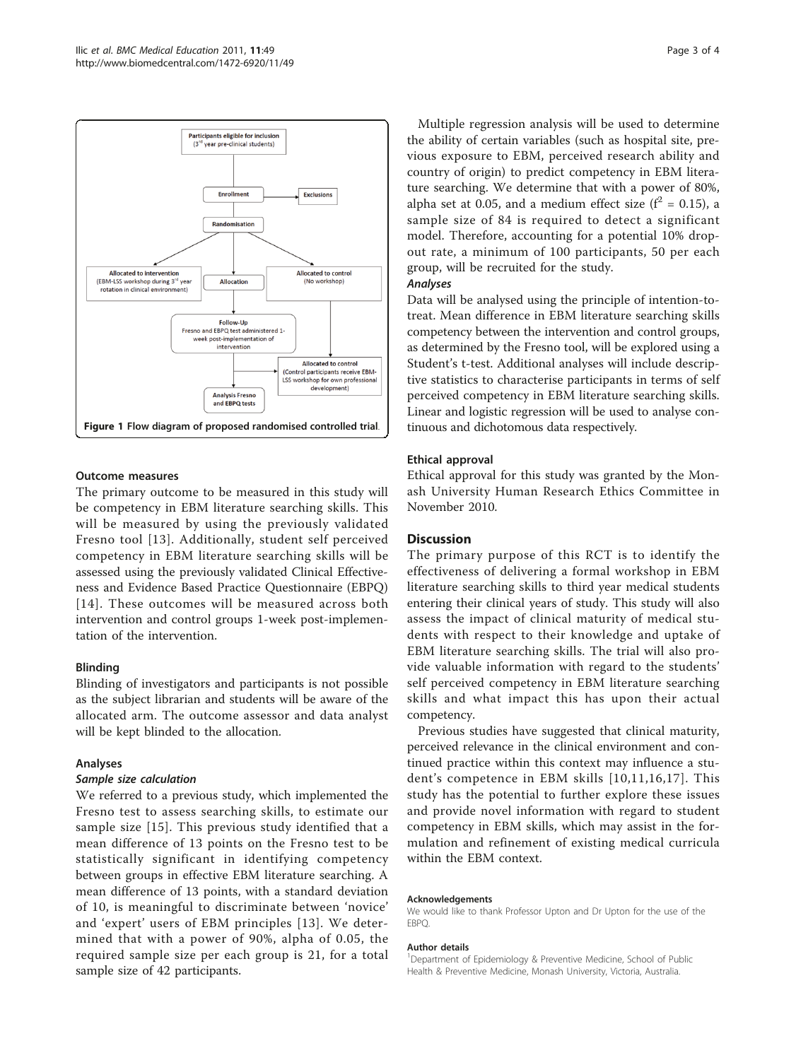Figure 1 Flow diagram of proposed randomised controlled trial.

### Outcome measures

The primary outcome to be measured in this study will be competency in EBM literature searching skills. This will be measured by using the previously validated Fresno tool [13]. Additionally, student self perceived competency in EBM literature searching skills will be assessed using the previously validated Clinical Effectiveness and Evidence Based Practice Questionnaire (EBPQ) [14]. These outcomes will be measured across both intervention and control groups 1-week post-implementation of the intervention.

### Blinding

Blinding of investigators and participants is not possible as the subject librarian and students will be aware of the allocated arm. The outcome assessor and data analyst will be kept blinded to the allocation.

### Analyses

#### Sample size calculation

We referred to a previous study, which implemented the Fresno test to assess searching skills, to estimate our sample size [15]. This previous study identified that a mean difference of 13 points on the Fresno test to be statistically significant in identifying competency between groups in effective EBM literature searching. A mean difference of 13 points, with a standard deviation of 10, is meaningful to discriminate between 'novice' and 'expert' users of EBM principles [13]. We determined that with a power of 90%, alpha of 0.05, the required sample size per each group is 21, for a total sample size of 42 participants.

Multiple regression analysis will be used to determine the ability of certain variables (such as hospital site, previous exposure to EBM, perceived research ability and country of origin) to predict competency in EBM literature searching. We determine that with a power of 80%, alpha set at 0.05, and a medium effect size ($f^2 = 0.15$), a sample size of 84 is required to detect a significant model. Therefore, accounting for a potential 10% drop-out rate, a minimum of 100 participants, 50 per each group, will be recruited for the study.

#### Analyses

Data will be analysed using the principle of intention-to-treat. Mean difference in EBM literature searching skills competency between the intervention and control groups, as determined by the Fresno tool, will be explored using a Student's t-test. Additional analyses will include descriptive statistics to characterise participants in terms of self perceived competency in EBM literature searching skills. Linear and logistic regression will be used to analyse continuous and dichotomous data respectively.

### Ethical approval

Ethical approval for this study was granted by the Monash University Human Research Ethics Committee in November 2010.

## Discussion

The primary purpose of this RCT is to identify the effectiveness of delivering a formal workshop in EBM literature searching skills to third year medical students entering their clinical years of study. This study will also assess the impact of clinical maturity of medical students with respect to their knowledge and uptake of EBM literature searching skills. The trial will also provide valuable information with regard to the students' self perceived competency in EBM literature searching skills and what impact this has upon their actual competency.

Previous studies have suggested that clinical maturity, perceived relevance in the clinical environment and continued practice within this context may influence a student's competence in EBM skills [10,11,16,17]. This study has the potential to further explore these issues and provide novel information with regard to student competency in EBM skills, which may assist in the formulation and refinement of existing medical curricula within the EBM context.

#### Acknowledgements

We would like to thank Professor Upton and Dr Upton for the use of the EBPQ.

#### Author details

[1]Department of Epidemiology & Preventive Medicine, School of Public Health & Preventive Medicine, Monash University, Victoria, Australia.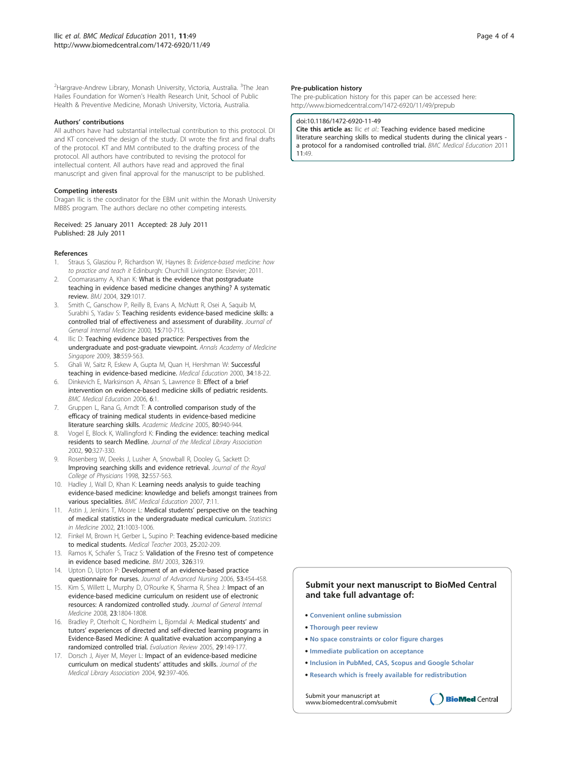[2]Hargrave-Andrew Library, Monash University, Victoria, Australia. [3]The Jean Hailes Foundation for Women's Health Research Unit, School of Public Health & Preventive Medicine, Monash University, Victoria, Australia.

#### Authors' contributions

All authors have had substantial intellectual contribution to this protocol. DI and KT conceived the design of the study. DI wrote the first and final drafts of the protocol. KT and MM contributed to the drafting process of the protocol. All authors have contributed to revising the protocol for intellectual content. All authors have read and approved the final manuscript and given final approval for the manuscript to be published.

#### Competing interests

Dragan Ilic is the coordinator for the EBM unit within the Monash University MBBS program. The authors declare no other competing interests.

Received: 25 January 2011 Accepted: 28 July 2011
Published: 28 July 2011

#### References

1. Straus S, Glasziou P, Richardson W, Haynes B: *Evidence-based medicine: how to practice and teach it* Edinburgh: Churchill Livingstone: Elsevier; 2011.
2. Coomarasamy A, Khan K: **What is the evidence that postgraduate teaching in evidence based medicine changes anything? A systematic review.** *BMJ* 2004, **329**:1017.
3. Smith C, Ganschow P, Reilly B, Evans A, McNutt R, Osei A, Saquib M, Surabhi S, Yadav S: **Teaching residents evidence-based medicine skills: a controlled trial of effectiveness and assessment of durability.** *Journal of General Internal Medicine* 2000, **15**:710-715.
4. Ilic D: **Teaching evidence based practice: Perspectives from the undergraduate and post-graduate viewpoint.** *Annals Academy of Medicine Singapore* 2009, **38**:559-563.
5. Ghali W, Saitz R, Eskew A, Gupta M, Quan H, Hershman W: **Successful teaching in evidence-based medicine.** *Medical Education* 2000, **34**:18-22.
6. Dinkevich E, Marksinson A, Ahsan S, Lawrence B: **Effect of a brief intervention on evidence-based medicine skills of pediatric residents.** *BMC Medical Education* 2006, **6**:1.
7. Gruppen L, Rana G, Arndt T: **A controlled comparison study of the efficacy of training medical students in evidence-based medicine literature searching skills.** *Academic Medicine* 2005, **80**:940-944.
8. Vogel E, Block K, Wallingford K: **Finding the evidence: teaching medical residents to search Medline.** *Journal of the Medical Library Association* 2002, **90**:327-330.
9. Rosenberg W, Deeks J, Lusher A, Snowball R, Dooley G, Sackett D: **Improving searching skills and evidence retrieval.** *Journal of the Royal College of Physicians* 1998, **32**:557-563.
10. Hadley J, Wall D, Khan K: **Learning needs analysis to guide teaching evidence-based medicine: knowledge and beliefs amongst trainees from various specialities.** *BMC Medical Education* 2007, **7**:11.
11. Astin J, Jenkins T, Moore L: **Medical students' perspective on the teaching of medical statistics in the undergraduate medical curriculum.** *Statistics in Medicine* 2002, **21**:1003-1006.
12. Finkel M, Brown H, Gerber L, Supino P: **Teaching evidence-based medicine to medical students.** *Medical Teacher* 2003, **25**:202-209.
13. Ramos K, Schafer S, Tracz S: **Validation of the Fresno test of competence in evidence based medicine.** *BMJ* 2003, **326**:319.
14. Upton D, Upton P: **Development of an evidence-based practice questionnaire for nurses.** *Journal of Advanced Nursing* 2006, **53**:454-458.
15. Kim S, Willett L, Murphy D, O'Rourke K, Sharma R, Shea J: **Impact of an evidence-based medicine curriculum on resident use of electronic resources: A randomized controlled study.** *Journal of General Internal Medicine* 2008, **23**:1804-1808.
16. Bradley P, Oterholt C, Nordheim L, Bjorndal A: **Medical students' and tutors' experiences of directed and self-directed learning programs in Evidence-Based Medicine: A qualitative evaluation accompanying a randomized controlled trial.** *Evaluation Review* 2005, **29**:149-177.
17. Dorsch J, Aiyer M, Meyer L: **Impact of an evidence-based medicine curriculum on medical students' attitudes and skills.** *Journal of the Medical Library Association* 2004, **92**:397-406.

#### Pre-publication history

The pre-publication history for this paper can be accessed here:
http://www.biomedcentral.com/1472-6920/11/49/prepub

doi:10.1186/1472-6920-11-49
**Cite this article as:** Ilic *et al.*: **Teaching evidence based medicine literature searching skills to medical students during the clinical years - a protocol for a randomised controlled trial.** *BMC Medical Education* 2011 **11**:49.

**Submit your next manuscript to BioMed Central and take full advantage of:**

- **Convenient online submission**
- **Thorough peer review**
- **No space constraints or color figure charges**
- **Immediate publication on acceptance**
- **Inclusion in PubMed, CAS, Scopus and Google Scholar**
- **Research which is freely available for redistribution**

Submit your manuscript at
www.biomedcentral.com/submit

BioMed Central